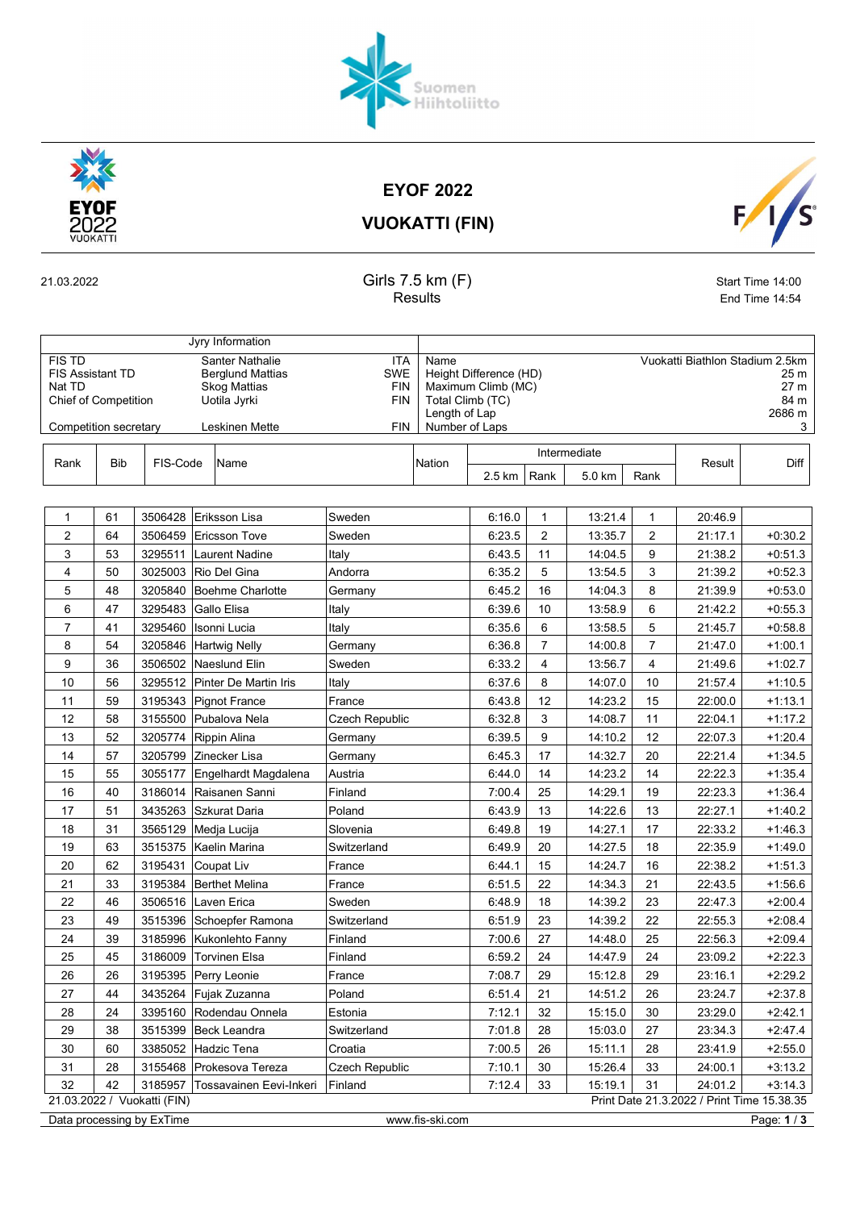# EYOF 2022

## VUOKATTI (FIN)

21.03.2022

### Girls 7.5 km (F)
### Results

Start Time 14:00
End Time 14:54

| Jyry Information | | | |
|---|---|---|---|
| FIS TD | Santer Nathalie | ITA | Name: Vuokatti Biathlon Stadium 2.5km |
| FIS Assistant TD | Berglund Mattias | SWE | Height Difference (HD): 25 m |
| Nat TD | Skog Mattias | FIN | Maximum Climb (MC): 27 m |
| Chief of Competition | Uotila Jyrki | FIN | Total Climb (TC): 84 m |
| | | | Length of Lap: 2686 m |
| Competition secretary | Leskinen Mette | FIN | Number of Laps: 3 |

| Rank | Bib | FIS-Code | Name | Nation | Intermediate 2.5 km | Rank | Intermediate 5.0 km | Rank | Result | Diff |
|---|---|---|---|---|---|---|---|---|---|---|
| 1 | 61 | 3506428 | Eriksson Lisa | Sweden | 6:16.0 | 1 | 13:21.4 | 1 | 20:46.9 | |
| 2 | 64 | 3506459 | Ericsson Tove | Sweden | 6:23.5 | 2 | 13:35.7 | 2 | 21:17.1 | +0:30.2 |
| 3 | 53 | 3295511 | Laurent Nadine | Italy | 6:43.5 | 11 | 14:04.5 | 9 | 21:38.2 | +0:51.3 |
| 4 | 50 | 3025003 | Rio Del Gina | Andorra | 6:35.2 | 5 | 13:54.5 | 3 | 21:39.2 | +0:52.3 |
| 5 | 48 | 3205840 | Boehme Charlotte | Germany | 6:45.2 | 16 | 14:04.3 | 8 | 21:39.9 | +0:53.0 |
| 6 | 47 | 3295483 | Gallo Elisa | Italy | 6:39.6 | 10 | 13:58.9 | 6 | 21:42.2 | +0:55.3 |
| 7 | 41 | 3295460 | Isonni Lucia | Italy | 6:35.6 | 6 | 13:58.5 | 5 | 21:45.7 | +0:58.8 |
| 8 | 54 | 3205846 | Hartwig Nelly | Germany | 6:36.8 | 7 | 14:00.8 | 7 | 21:47.0 | +1:00.1 |
| 9 | 36 | 3506502 | Naeslund Elin | Sweden | 6:33.2 | 4 | 13:56.7 | 4 | 21:49.6 | +1:02.7 |
| 10 | 56 | 3295512 | Pinter De Martin Iris | Italy | 6:37.6 | 8 | 14:07.0 | 10 | 21:57.4 | +1:10.5 |
| 11 | 59 | 3195343 | Pignot France | France | 6:43.8 | 12 | 14:23.2 | 15 | 22:00.0 | +1:13.1 |
| 12 | 58 | 3155500 | Pubalova Nela | Czech Republic | 6:32.8 | 3 | 14:08.7 | 11 | 22:04.1 | +1:17.2 |
| 13 | 52 | 3205774 | Rippin Alina | Germany | 6:39.5 | 9 | 14:10.2 | 12 | 22:07.3 | +1:20.4 |
| 14 | 57 | 3205799 | Zinecker Lisa | Germany | 6:45.3 | 17 | 14:32.7 | 20 | 22:21.4 | +1:34.5 |
| 15 | 55 | 3055177 | Engelhardt Magdalena | Austria | 6:44.0 | 14 | 14:23.2 | 14 | 22:22.3 | +1:35.4 |
| 16 | 40 | 3186014 | Raisanen Sanni | Finland | 7:00.4 | 25 | 14:29.1 | 19 | 22:23.3 | +1:36.4 |
| 17 | 51 | 3435263 | Szkurat Daria | Poland | 6:43.9 | 13 | 14:22.6 | 13 | 22:27.1 | +1:40.2 |
| 18 | 31 | 3565129 | Medja Lucija | Slovenia | 6:49.8 | 19 | 14:27.1 | 17 | 22:33.2 | +1:46.3 |
| 19 | 63 | 3515375 | Kaelin Marina | Switzerland | 6:49.9 | 20 | 14:27.5 | 18 | 22:35.9 | +1:49.0 |
| 20 | 62 | 3195431 | Coupat Liv | France | 6:44.1 | 15 | 14:24.7 | 16 | 22:38.2 | +1:51.3 |
| 21 | 33 | 3195384 | Berthet Melina | France | 6:51.5 | 22 | 14:34.3 | 21 | 22:43.5 | +1:56.6 |
| 22 | 46 | 3506516 | Laven Erica | Sweden | 6:48.9 | 18 | 14:39.2 | 23 | 22:47.3 | +2:00.4 |
| 23 | 49 | 3515396 | Schoepfer Ramona | Switzerland | 6:51.9 | 23 | 14:39.2 | 22 | 22:55.3 | +2:08.4 |
| 24 | 39 | 3185996 | Kukonlehto Fanny | Finland | 7:00.6 | 27 | 14:48.0 | 25 | 22:56.3 | +2:09.4 |
| 25 | 45 | 3186009 | Torvinen Elsa | Finland | 6:59.2 | 24 | 14:47.9 | 24 | 23:09.2 | +2:22.3 |
| 26 | 26 | 3195395 | Perry Leonie | France | 7:08.7 | 29 | 15:12.8 | 29 | 23:16.1 | +2:29.2 |
| 27 | 44 | 3435264 | Fujak Zuzanna | Poland | 6:51.4 | 21 | 14:51.2 | 26 | 23:24.7 | +2:37.8 |
| 28 | 24 | 3395160 | Rodendau Onnela | Estonia | 7:12.1 | 32 | 15:15.0 | 30 | 23:29.0 | +2:42.1 |
| 29 | 38 | 3515399 | Beck Leandra | Switzerland | 7:01.8 | 28 | 15:03.0 | 27 | 23:34.3 | +2:47.4 |
| 30 | 60 | 3385052 | Hadzic Tena | Croatia | 7:00.5 | 26 | 15:11.1 | 28 | 23:41.9 | +2:55.0 |
| 31 | 28 | 3155468 | Prokesova Tereza | Czech Republic | 7:10.1 | 30 | 15:26.4 | 33 | 24:00.1 | +3:13.2 |
| 32 | 42 | 3185957 | Tossavainen Eevi-Inkeri | Finland | 7:12.4 | 33 | 15:19.1 | 31 | 24:01.2 | +3:14.3 |

21.03.2022 / Vuokatti (FIN) — Print Date 21.3.2022 / Print Time 15.38.35

Data processing by ExTime — www.fis-ski.com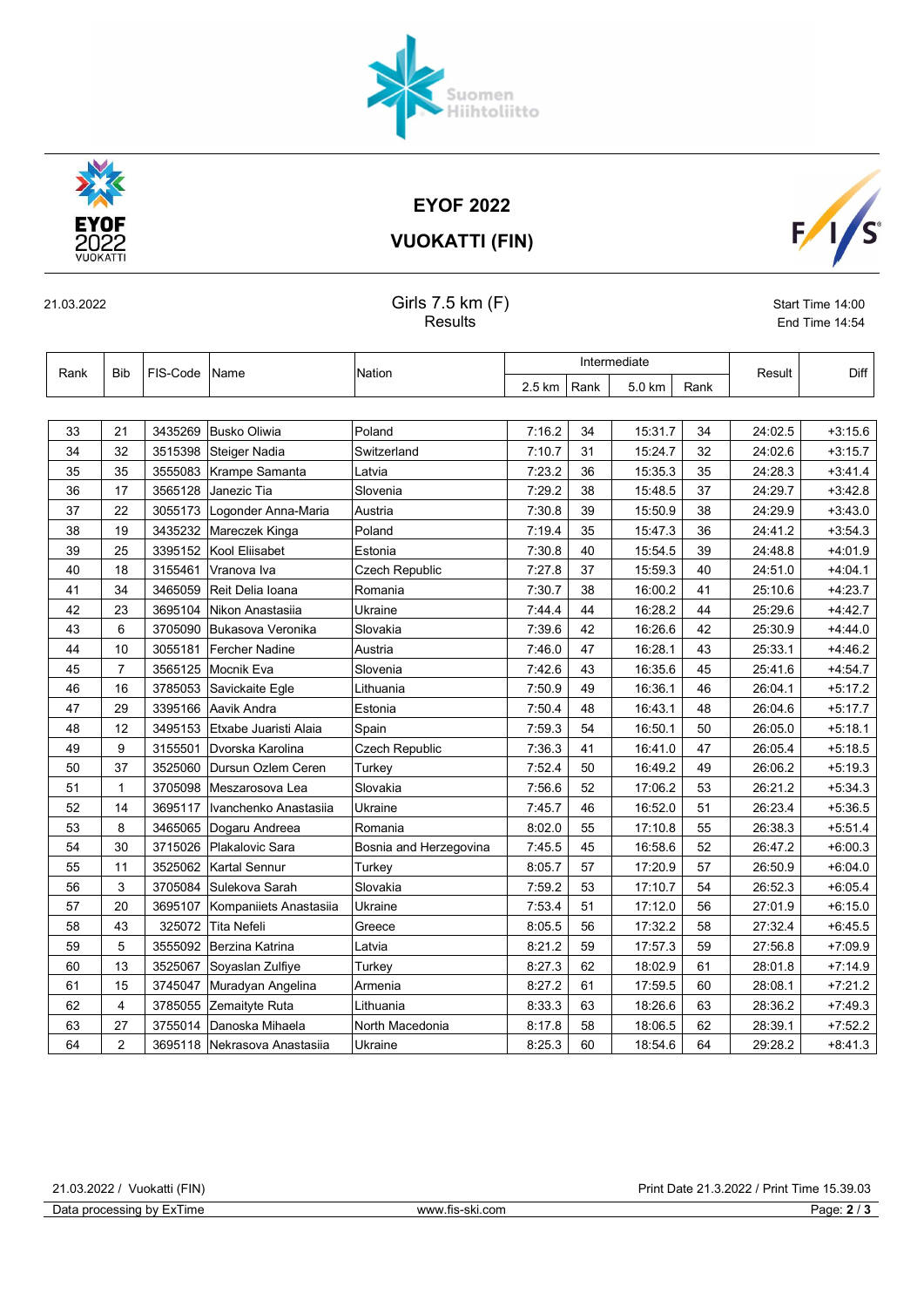# EYOF 2022

## VUOKATTI (FIN)

21.03.2022

### Girls 7.5 km (F)

Results

Start Time 14:00
End Time 14:54

| Rank | Bib | FIS-Code | Name | Nation | Intermediate | | | | Result | Diff |
|---|---|---|---|---|---|---|---|---|---|---|
| | | | | | 2.5 km | Rank | 5.0 km | Rank | | |
| 33 | 21 | 3435269 | Busko Oliwia | Poland | 7:16.2 | 34 | 15:31.7 | 34 | 24:02.5 | +3:15.6 |
| 34 | 32 | 3515398 | Steiger Nadia | Switzerland | 7:10.7 | 31 | 15:24.7 | 32 | 24:02.6 | +3:15.7 |
| 35 | 35 | 3555083 | Krampe Samanta | Latvia | 7:23.2 | 36 | 15:35.3 | 35 | 24:28.3 | +3:41.4 |
| 36 | 17 | 3565128 | Janezic Tia | Slovenia | 7:29.2 | 38 | 15:48.5 | 37 | 24:29.7 | +3:42.8 |
| 37 | 22 | 3055173 | Logonder Anna-Maria | Austria | 7:30.8 | 39 | 15:50.9 | 38 | 24:29.9 | +3:43.0 |
| 38 | 19 | 3435232 | Mareczek Kinga | Poland | 7:19.4 | 35 | 15:47.3 | 36 | 24:41.2 | +3:54.3 |
| 39 | 25 | 3395152 | Kool Eliisabet | Estonia | 7:30.8 | 40 | 15:54.5 | 39 | 24:48.8 | +4:01.9 |
| 40 | 18 | 3155461 | Vranova Iva | Czech Republic | 7:27.8 | 37 | 15:59.3 | 40 | 24:51.0 | +4:04.1 |
| 41 | 34 | 3465059 | Reit Delia Ioana | Romania | 7:30.7 | 38 | 16:00.2 | 41 | 25:10.6 | +4:23.7 |
| 42 | 23 | 3695104 | Nikon Anastasiia | Ukraine | 7:44.4 | 44 | 16:28.2 | 44 | 25:29.6 | +4:42.7 |
| 43 | 6 | 3705090 | Bukasova Veronika | Slovakia | 7:39.6 | 42 | 16:26.6 | 42 | 25:30.9 | +4:44.0 |
| 44 | 10 | 3055181 | Fercher Nadine | Austria | 7:46.0 | 47 | 16:28.1 | 43 | 25:33.1 | +4:46.2 |
| 45 | 7 | 3565125 | Mocnik Eva | Slovenia | 7:42.6 | 43 | 16:35.6 | 45 | 25:41.6 | +4:54.7 |
| 46 | 16 | 3785053 | Savickaite Egle | Lithuania | 7:50.9 | 49 | 16:36.1 | 46 | 26:04.1 | +5:17.2 |
| 47 | 29 | 3395166 | Aavik Andra | Estonia | 7:50.4 | 48 | 16:43.1 | 48 | 26:04.6 | +5:17.7 |
| 48 | 12 | 3495153 | Etxabe Juaristi Alaia | Spain | 7:59.3 | 54 | 16:50.1 | 50 | 26:05.0 | +5:18.1 |
| 49 | 9 | 3155501 | Dvorska Karolina | Czech Republic | 7:36.3 | 41 | 16:41.0 | 47 | 26:05.4 | +5:18.5 |
| 50 | 37 | 3525060 | Dursun Ozlem Ceren | Turkey | 7:52.4 | 50 | 16:49.2 | 49 | 26:06.2 | +5:19.3 |
| 51 | 1 | 3705098 | Meszarosova Lea | Slovakia | 7:56.6 | 52 | 17:06.2 | 53 | 26:21.2 | +5:34.3 |
| 52 | 14 | 3695117 | Ivanchenko Anastasiia | Ukraine | 7:45.7 | 46 | 16:52.0 | 51 | 26:23.4 | +5:36.5 |
| 53 | 8 | 3465065 | Dogaru Andreea | Romania | 8:02.0 | 55 | 17:10.8 | 55 | 26:38.3 | +5:51.4 |
| 54 | 30 | 3715026 | Plakalovic Sara | Bosnia and Herzegovina | 7:45.5 | 45 | 16:58.6 | 52 | 26:47.2 | +6:00.3 |
| 55 | 11 | 3525062 | Kartal Sennur | Turkey | 8:05.7 | 57 | 17:20.9 | 57 | 26:50.9 | +6:04.0 |
| 56 | 3 | 3705084 | Sulekova Sarah | Slovakia | 7:59.2 | 53 | 17:10.7 | 54 | 26:52.3 | +6:05.4 |
| 57 | 20 | 3695107 | Kompaniiets Anastasiia | Ukraine | 7:53.4 | 51 | 17:12.0 | 56 | 27:01.9 | +6:15.0 |
| 58 | 43 | 325072 | Tita Nefeli | Greece | 8:05.5 | 56 | 17:32.2 | 58 | 27:32.4 | +6:45.5 |
| 59 | 5 | 3555092 | Berzina Katrina | Latvia | 8:21.2 | 59 | 17:57.3 | 59 | 27:56.8 | +7:09.9 |
| 60 | 13 | 3525067 | Soyaslan Zulfiye | Turkey | 8:27.3 | 62 | 18:02.9 | 61 | 28:01.8 | +7:14.9 |
| 61 | 15 | 3745047 | Muradyan Angelina | Armenia | 8:27.2 | 61 | 17:59.5 | 60 | 28:08.1 | +7:21.2 |
| 62 | 4 | 3785055 | Zemaityte Ruta | Lithuania | 8:33.3 | 63 | 18:26.6 | 63 | 28:36.2 | +7:49.3 |
| 63 | 27 | 3755014 | Danoska Mihaela | North Macedonia | 8:17.8 | 58 | 18:06.5 | 62 | 28:39.1 | +7:52.2 |
| 64 | 2 | 3695118 | Nekrasova Anastasiia | Ukraine | 8:25.3 | 60 | 18:54.6 | 64 | 29:28.2 | +8:41.3 |

21.03.2022 / Vuokatti (FIN) — Print Date 21.3.2022 / Print Time 15.39.03

Data processing by ExTime — www.fis-ski.com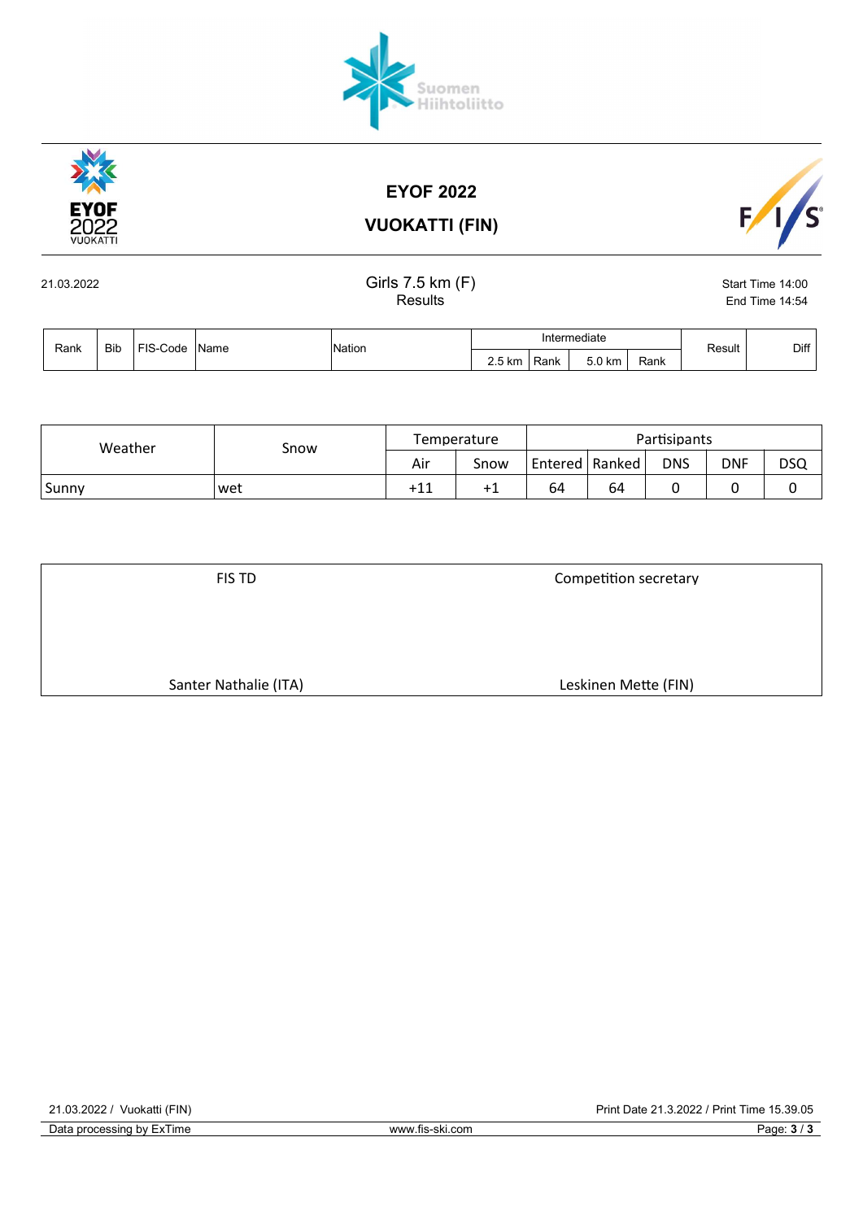# EYOF 2022

## VUOKATTI (FIN)

21.03.2022

**Girls 7.5 km (F)**
**Results**

Start Time 14:00
End Time 14:54

| Rank | Bib | FIS-Code | Name | Nation | Intermediate | | | | Result | Diff |
|---|---|---|---|---|---|---|---|---|---|---|
| | | | | | 2.5 km | Rank | 5.0 km | Rank | | |

| Weather | Snow | Temperature | | Partisipants | | | | |
|---|---|---|---|---|---|---|---|---|
| | | Air | Snow | Entered | Ranked | DNS | DNF | DSQ |
| Sunny | wet | +11 | +1 | 64 | 64 | 0 | 0 | 0 |

| FIS TD | Competition secretary |
|---|---|
| Santer Nathalie (ITA) | Leskinen Mette (FIN) |

21.03.2022 / Vuokatti (FIN)
Print Date 21.3.2022 / Print Time 15.39.05
Data processing by ExTime
www.fis-ski.com